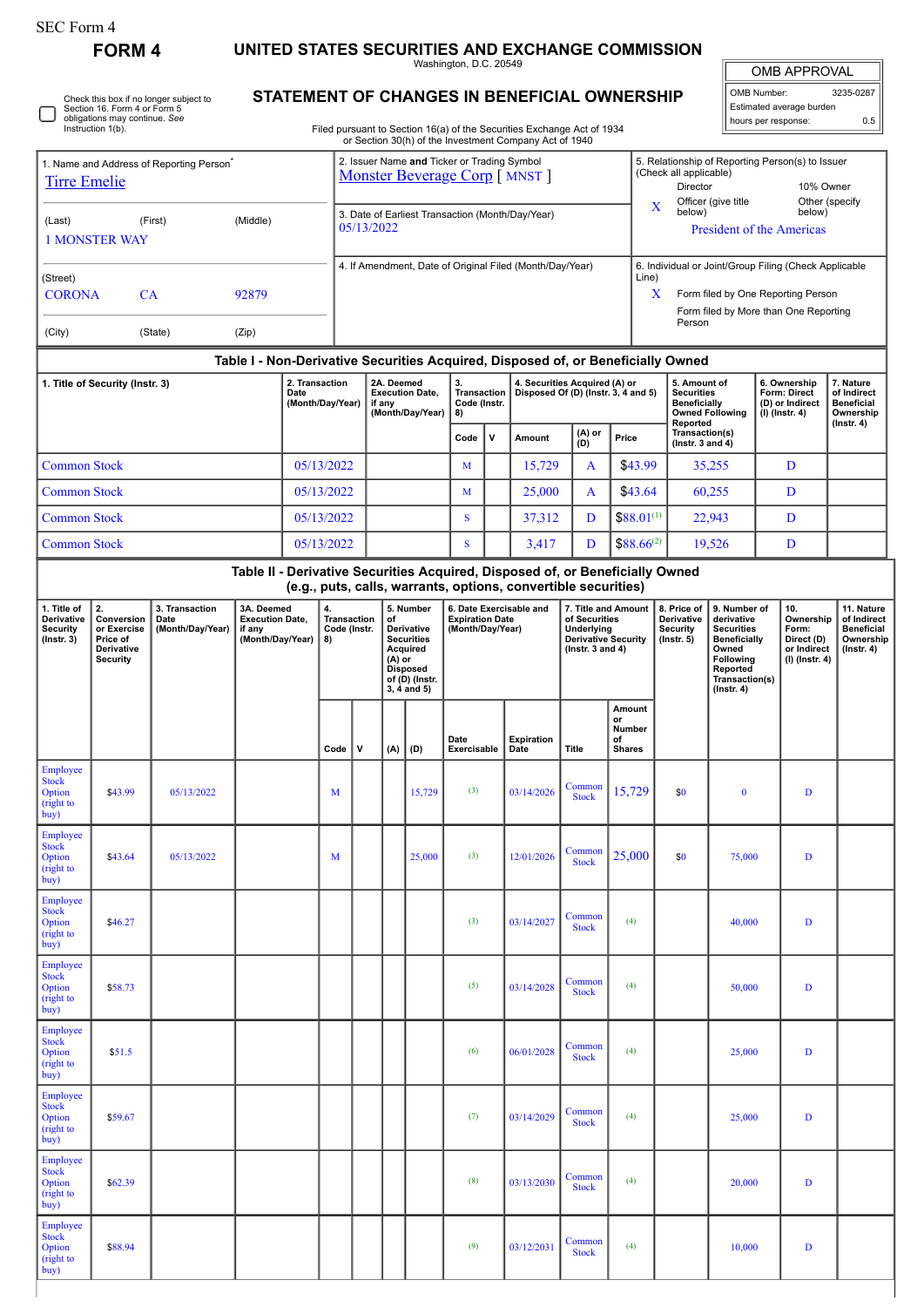SEC Form 4

# FORM 4

## UNITED STATES SECURITIES AND EXCHANGE COMMISSION

Washington, D.C. 20549

## STATEMENT OF CHANGES IN BENEFICIAL OWNERSHIP

Filed pursuant to Section 16(a) of the Securities Exchange Act of 1934
or Section 30(h) of the Investment Company Act of 1940

| OMB APPROVAL | |
|---|---|
| OMB Number: | 3235-0287 |
| Estimated average burden | |
| hours per response: | 0.5 |

☐ Check this box if no longer subject to Section 16. Form 4 or Form 5 obligations may continue. *See* Instruction 1(b).

1. Name and Address of Reporting Person*
Tirre Emelie

(Last) (First) (Middle)
1 MONSTER WAY

(Street)
CORONA CA 92879

(City) (State) (Zip)

2. Issuer Name **and** Ticker or Trading Symbol
Monster Beverage Corp [ MNST ]

3. Date of Earliest Transaction (Month/Day/Year)
05/13/2022

4. If Amendment, Date of Original Filed (Month/Day/Year)

5. Relationship of Reporting Person(s) to Issuer (Check all applicable)
Director
10% Owner
X Officer (give title below)
Other (specify below)
President of the Americas

6. Individual or Joint/Group Filing (Check Applicable Line)
X Form filed by One Reporting Person
Form filed by More than One Reporting Person

### Table I - Non-Derivative Securities Acquired, Disposed of, or Beneficially Owned

| 1. Title of Security (Instr. 3) | 2. Transaction Date (Month/Day/Year) | 2A. Deemed Execution Date, if any (Month/Day/Year) | 3. Transaction Code (Instr. 8) | | 4. Securities Acquired (A) or Disposed Of (D) (Instr. 3, 4 and 5) | | | 5. Amount of Securities Beneficially Owned Following Reported Transaction(s) (Instr. 3 and 4) | 6. Ownership Form: Direct (D) or Indirect (I) (Instr. 4) | 7. Nature of Indirect Beneficial Ownership (Instr. 4) |
|---|---|---|---|---|---|---|---|---|---|---|
| | | | Code | V | Amount | (A) or (D) | Price | | | |
| Common Stock | 05/13/2022 | | M | | 15,729 | A | $43.99 | 35,255 | D | |
| Common Stock | 05/13/2022 | | M | | 25,000 | A | $43.64 | 60,255 | D | |
| Common Stock | 05/13/2022 | | S | | 37,312 | D | $88.01[1] | 22,943 | D | |
| Common Stock | 05/13/2022 | | S | | 3,417 | D | $88.66[2] | 19,526 | D | |

### Table II - Derivative Securities Acquired, Disposed of, or Beneficially Owned (e.g., puts, calls, warrants, options, convertible securities)

| 1. Title of Derivative Security (Instr. 3) | 2. Conversion or Exercise Price of Derivative Security | 3. Transaction Date (Month/Day/Year) | 3A. Deemed Execution Date, if any (Month/Day/Year) | 4. Transaction Code (Instr. 8) | | 5. Number of Derivative Securities Acquired (A) or Disposed of (D) (Instr. 3, 4 and 5) | | 6. Date Exercisable and Expiration Date (Month/Day/Year) | | 7. Title and Amount of Securities Underlying Derivative Security (Instr. 3 and 4) | | 8. Price of Derivative Security (Instr. 5) | 9. Number of derivative Securities Beneficially Owned Following Reported Transaction(s) (Instr. 4) | 10. Ownership Form: Direct (D) or Indirect (I) (Instr. 4) | 11. Nature of Indirect Beneficial Ownership (Instr. 4) |
|---|---|---|---|---|---|---|---|---|---|---|---|---|---|---|---|
| | | | | Code | V | (A) | (D) | Date Exercisable | Expiration Date | Title | Amount or Number of Shares | | | | |
| Employee Stock Option (right to buy) | $43.99 | 05/13/2022 | | M | | | 15,729 | (3) | 03/14/2026 | Common Stock | 15,729 | $0 | 0 | D | |
| Employee Stock Option (right to buy) | $43.64 | 05/13/2022 | | M | | | 25,000 | (3) | 12/01/2026 | Common Stock | 25,000 | $0 | 75,000 | D | |
| Employee Stock Option (right to buy) | $46.27 | | | | | | | (3) | 03/14/2027 | Common Stock | (4) | | 40,000 | D | |
| Employee Stock Option (right to buy) | $58.73 | | | | | | | (5) | 03/14/2028 | Common Stock | (4) | | 50,000 | D | |
| Employee Stock Option (right to buy) | $51.5 | | | | | | | (6) | 06/01/2028 | Common Stock | (4) | | 25,000 | D | |
| Employee Stock Option (right to buy) | $59.67 | | | | | | | (7) | 03/14/2029 | Common Stock | (4) | | 25,000 | D | |
| Employee Stock Option (right to buy) | $62.39 | | | | | | | (8) | 03/13/2030 | Common Stock | (4) | | 20,000 | D | |
| Employee Stock Option (right to buy) | $88.94 | | | | | | | (9) | 03/12/2031 | Common Stock | (4) | | 10,000 | D | |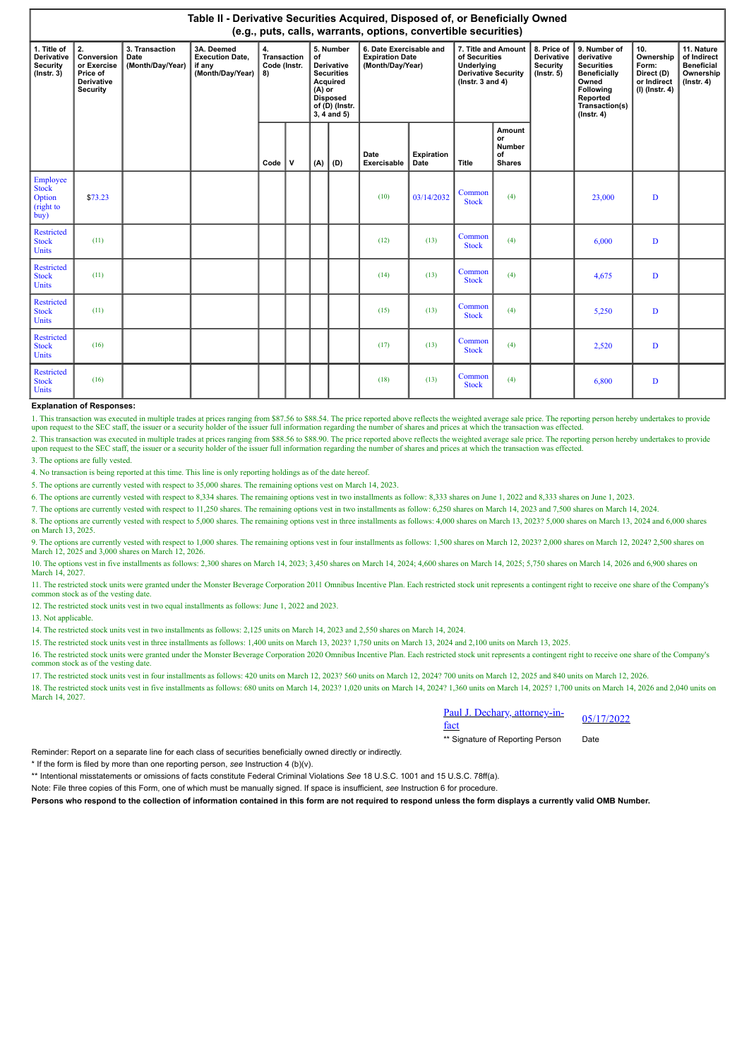## Table II - Derivative Securities Acquired, Disposed of, or Beneficially Owned (e.g., puts, calls, warrants, options, convertible securities)

| 1. Title of Derivative Security (Instr. 3) | 2. Conversion or Exercise Price of Derivative Security | 3. Transaction Date (Month/Day/Year) | 3A. Deemed Execution Date, if any (Month/Day/Year) | 4. Transaction Code (Instr. 8) | | 5. Number of Derivative Securities Acquired (A) or Disposed of (D) (Instr. 3, 4 and 5) | | 6. Date Exercisable and Expiration Date (Month/Day/Year) | | 7. Title and Amount of Securities Underlying Derivative Security (Instr. 3 and 4) | | 8. Price of Derivative Security (Instr. 5) | 9. Number of derivative Securities Beneficially Owned Following Reported Transaction(s) (Instr. 4) | 10. Ownership Form: Direct (D) or Indirect (I) (Instr. 4) | 11. Nature of Indirect Beneficial Ownership (Instr. 4) |
|---|---|---|---|---|---|---|---|---|---|---|---|---|---|---|---|
| | | | | Code | V | (A) | (D) | Date Exercisable | Expiration Date | Title | Amount or Number of Shares | | | | |
| Employee Stock Option (right to buy) | $73.23 | | | | | | | (10) | 03/14/2032 | Common Stock | (4) | | 23,000 | D | |
| Restricted Stock Units | (11) | | | | | | | (12) | (13) | Common Stock | (4) | | 6,000 | D | |
| Restricted Stock Units | (11) | | | | | | | (14) | (13) | Common Stock | (4) | | 4,675 | D | |
| Restricted Stock Units | (11) | | | | | | | (15) | (13) | Common Stock | (4) | | 5,250 | D | |
| Restricted Stock Units | (16) | | | | | | | (17) | (13) | Common Stock | (4) | | 2,520 | D | |
| Restricted Stock Units | (16) | | | | | | | (18) | (13) | Common Stock | (4) | | 6,800 | D | |

**Explanation of Responses:**

1. This transaction was executed in multiple trades at prices ranging from $87.56 to $88.54. The price reported above reflects the weighted average sale price. The reporting person hereby undertakes to provide upon request to the SEC staff, the issuer or a security holder of the issuer full information regarding the number of shares and prices at which the transaction was effected.

2. This transaction was executed in multiple trades at prices ranging from $88.56 to $88.90. The price reported above reflects the weighted average sale price. The reporting person hereby undertakes to provide upon request to the SEC staff, the issuer or a security holder of the issuer full information regarding the number of shares and prices at which the transaction was effected.

3. The options are fully vested.

4. No transaction is being reported at this time. This line is only reporting holdings as of the date hereof.

5. The options are currently vested with respect to 35,000 shares. The remaining options vest on March 14, 2023.

6. The options are currently vested with respect to 8,334 shares. The remaining options vest in two installments as follow: 8,333 shares on June 1, 2022 and 8,333 shares on June 1, 2023.

7. The options are currently vested with respect to 11,250 shares. The remaining options vest in two installments as follow: 6,250 shares on March 14, 2023 and 7,500 shares on March 14, 2024.

8. The options are currently vested with respect to 5,000 shares. The remaining options vest in three installments as follows: 4,000 shares on March 13, 2023? 5,000 shares on March 13, 2024 and 6,000 shares on March 13, 2025.

9. The options are currently vested with respect to 1,000 shares. The remaining options vest in four installments as follows: 1,500 shares on March 12, 2023? 2,000 shares on March 12, 2024? 2,500 shares on March 12, 2025 and 3,000 shares on March 12, 2026.

10. The options vest in five installments as follows: 2,300 shares on March 14, 2023; 3,450 shares on March 14, 2024; 4,600 shares on March 14, 2025; 5,750 shares on March 14, 2026 and 6,900 shares on March 14, 2027.

11. The restricted stock units were granted under the Monster Beverage Corporation 2011 Omnibus Incentive Plan. Each restricted stock unit represents a contingent right to receive one share of the Company's common stock as of the vesting date.

12. The restricted stock units vest in two equal installments as follows: June 1, 2022 and 2023.

13. Not applicable.

14. The restricted stock units vest in two installments as follows: 2,125 units on March 14, 2023 and 2,550 shares on March 14, 2024.

15. The restricted stock units vest in three installments as follows: 1,400 units on March 13, 2023? 1,750 units on March 13, 2024 and 2,100 units on March 13, 2025.

16. The restricted stock units were granted under the Monster Beverage Corporation 2020 Omnibus Incentive Plan. Each restricted stock unit represents a contingent right to receive one share of the Company's common stock as of the vesting date.

17. The restricted stock units vest in four installments as follows: 420 units on March 12, 2023? 560 units on March 12, 2024? 700 units on March 12, 2025 and 840 units on March 12, 2026.

18. The restricted stock units vest in five installments as follows: 680 units on March 14, 2023? 1,020 units on March 14, 2024? 1,360 units on March 14, 2025? 1,700 units on March 14, 2026 and 2,040 units on March 14, 2027.

Paul J. Dechary, attorney-in-fact — 05/17/2022

** Signature of Reporting Person — Date

Reminder: Report on a separate line for each class of securities beneficially owned directly or indirectly.

* If the form is filed by more than one reporting person, *see* Instruction 4 (b)(v).

** Intentional misstatements or omissions of facts constitute Federal Criminal Violations *See* 18 U.S.C. 1001 and 15 U.S.C. 78ff(a).

Note: File three copies of this Form, one of which must be manually signed. If space is insufficient, *see* Instruction 6 for procedure.

**Persons who respond to the collection of information contained in this form are not required to respond unless the form displays a currently valid OMB Number.**